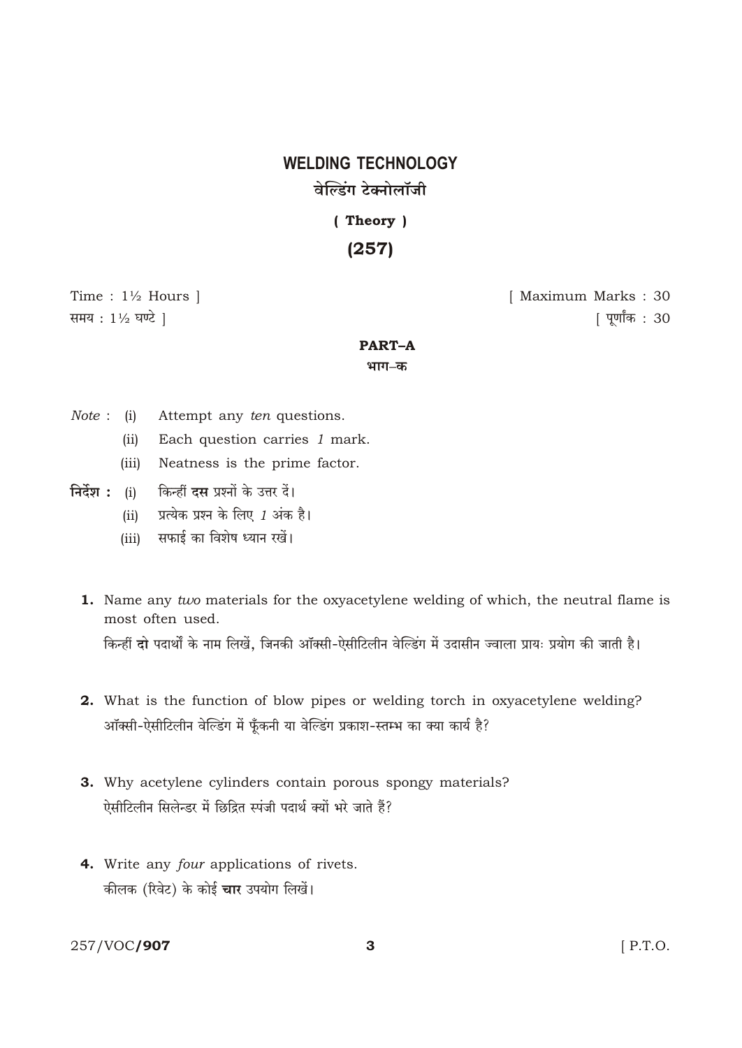# WELDING TECHNOLOGY

## वेल्डिंग टेक्नोलॉजी

**( Theory )**

**(257)**

Time : 1½ Hours ] [ Maximum Marks : 30

समय : 1½ घण्टे ] [ पूर्णांक : 30

### PART–A

### भाग–क

*Note* :
- (i) Attempt any *ten* questions.
- (ii) Each question carries *1* mark.
- (iii) Neatness is the prime factor.

**निर्देश :**
- (i) किन्हीं **दस** प्रश्नों के उत्तर दें।
- (ii) प्रत्येक प्रश्न के लिए *1* अंक है।
- (iii) सफाई का विशेष ध्यान रखें।

**1.** Name any *two* materials for the oxyacetylene welding of which, the neutral flame is most often used.

किन्हीं **दो** पदार्थों के नाम लिखें, जिनकी ऑक्सी-ऐसीटिलीन वेल्डिंग में उदासीन ज्वाला प्रायः प्रयोग की जाती है।

**2.** What is the function of blow pipes or welding torch in oxyacetylene welding?

ऑक्सी-ऐसीटिलीन वेल्डिंग में फूँकनी या वेल्डिंग प्रकाश-स्तम्भ का क्या कार्य है?

**3.** Why acetylene cylinders contain porous spongy materials?

ऐसीटिलीन सिलेन्डर में छिद्रित स्पंजी पदार्थ क्यों भरे जाते हैं?

**4.** Write any *four* applications of rivets.

कीलक (रिवेट) के कोई **चार** उपयोग लिखें।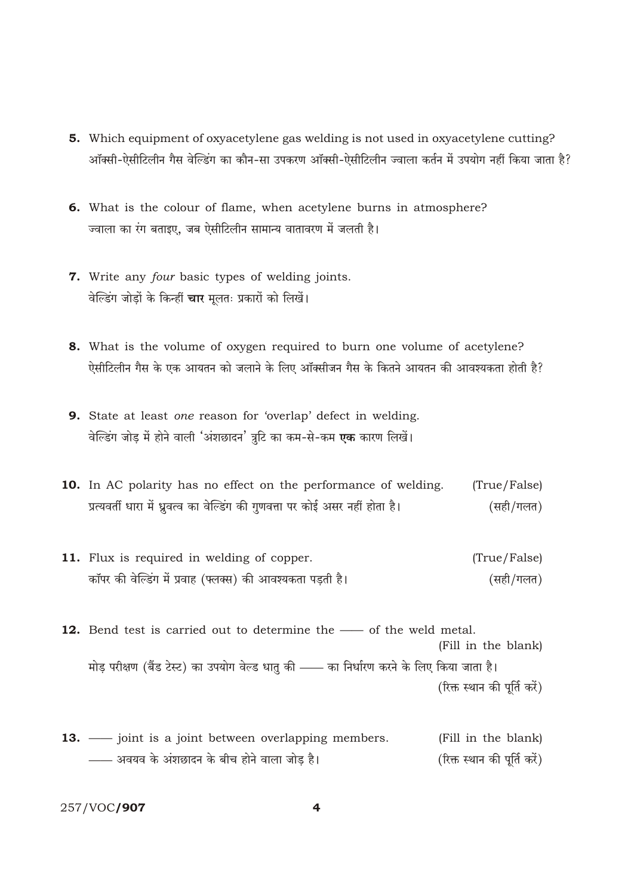**5.** Which equipment of oxyacetylene gas welding is not used in oxyacetylene cutting?
ऑक्सी-ऐसीटिलीन गैस वेल्डिंग का कौन-सा उपकरण ऑक्सी-ऐसीटिलीन ज्वाला कर्तन में उपयोग नहीं किया जाता है?

**6.** What is the colour of flame, when acetylene burns in atmosphere?
ज्वाला का रंग बताइए, जब ऐसीटिलीन सामान्य वातावरण में जलती है।

**7.** Write any *four* basic types of welding joints.
वेल्डिंग जोड़ों के किन्हीं **चार** मूलतः प्रकारों को लिखें।

**8.** What is the volume of oxygen required to burn one volume of acetylene?
ऐसीटिलीन गैस के एक आयतन को जलाने के लिए ऑक्सीजन गैस के कितने आयतन की आवश्यकता होती है?

**9.** State at least *one* reason for 'overlap' defect in welding.
वेल्डिंग जोड़ में होने वाली 'अंशछादन' त्रुटि का कम-से-कम **एक** कारण लिखें।

**10.** In AC polarity has no effect on the performance of welding. (True/False)
प्रत्यवर्ती धारा में ध्रुवत्व का वेल्डिंग की गुणवत्ता पर कोई असर नहीं होता है। (सही/गलत)

**11.** Flux is required in welding of copper. (True/False)
कॉपर की वेल्डिंग में प्रवाह (फ्लक्स) की आवश्यकता पड़ती है। (सही/गलत)

**12.** Bend test is carried out to determine the —— of the weld metal. (Fill in the blank)
मोड़ परीक्षण (बैंड टेस्ट) का उपयोग वेल्ड धातु की —— का निर्धारण करने के लिए किया जाता है। (रिक्त स्थान की पूर्ति करें)

**13.** —— joint is a joint between overlapping members. (Fill in the blank)
—— अवयव के अंशछादन के बीच होने वाला जोड़ है। (रिक्त स्थान की पूर्ति करें)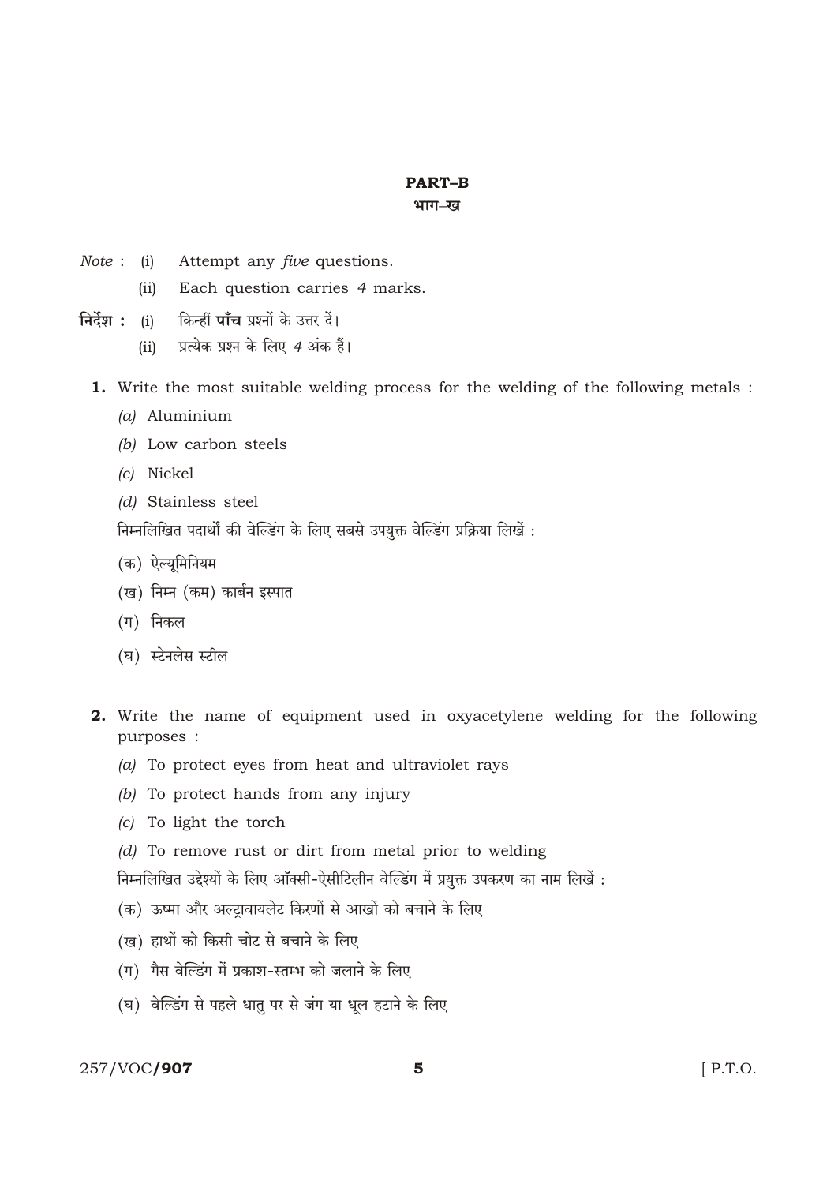## PART–B
### भाग–ख

*Note* : (i) Attempt any *five* questions.

(ii) Each question carries *4* marks.

**निर्देश :** (i) किन्हीं **पाँच** प्रश्नों के उत्तर दें।

(ii) प्रत्येक प्रश्न के लिए *4* अंक हैं।

**1.** Write the most suitable welding process for the welding of the following metals :

*(a)* Aluminium

*(b)* Low carbon steels

*(c)* Nickel

*(d)* Stainless steel

निम्नलिखित पदार्थों की वेल्डिंग के लिए सबसे उपयुक्त वेल्डिंग प्रक्रिया लिखें :

(क) ऐल्यूमिनियम

(ख) निम्न (कम) कार्बन इस्पात

(ग) निकल

(घ) स्टेनलेस स्टील

**2.** Write the name of equipment used in oxyacetylene welding for the following purposes :

*(a)* To protect eyes from heat and ultraviolet rays

*(b)* To protect hands from any injury

*(c)* To light the torch

*(d)* To remove rust or dirt from metal prior to welding

निम्नलिखित उद्देश्यों के लिए ऑक्सी-ऐसीटिलीन वेल्डिंग में प्रयुक्त उपकरण का नाम लिखें :

(क) ऊष्मा और अल्ट्रावायलेट किरणों से आखों को बचाने के लिए

(ख) हाथों को किसी चोट से बचाने के लिए

(ग) गैस वेल्डिंग में प्रकाश-स्तम्भ को जलाने के लिए

(घ) वेल्डिंग से पहले धातु पर से जंग या धूल हटाने के लिए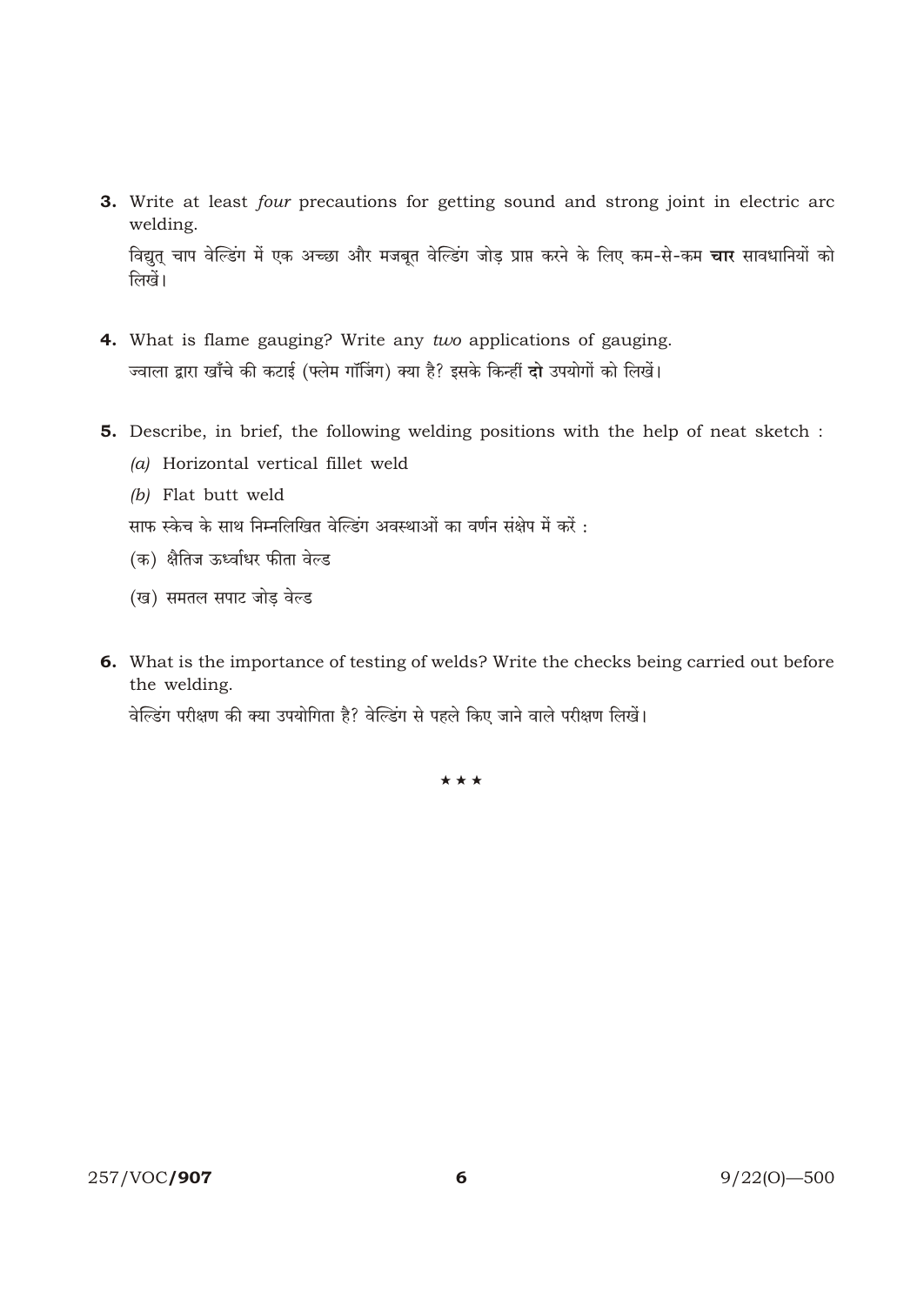**3.** Write at least *four* precautions for getting sound and strong joint in electric arc welding.

विद्युत् चाप वेल्डिंग में एक अच्छा और मजबूत वेल्डिंग जोड़ प्राप्त करने के लिए कम-से-कम **चार** सावधानियों को लिखें।

**4.** What is flame gauging? Write any *two* applications of gauging.

ज्वाला द्वारा खाँचे की कटाई (फ्लेम गॉजिंग) क्या है? इसके किन्हीं **दो** उपयोगों को लिखें।

**5.** Describe, in brief, the following welding positions with the help of neat sketch :

*(a)* Horizontal vertical fillet weld

*(b)* Flat butt weld

साफ स्केच के साथ निम्नलिखित वेल्डिंग अवस्थाओं का वर्णन संक्षेप में करें :

(क) क्षैतिज ऊर्ध्वाधर फीता वेल्ड

(ख) समतल सपाट जोड़ वेल्ड

**6.** What is the importance of testing of welds? Write the checks being carried out before the welding.

वेल्डिंग परीक्षण की क्या उपयोगिता है? वेल्डिंग से पहले किए जाने वाले परीक्षण लिखें।

★ ★ ★